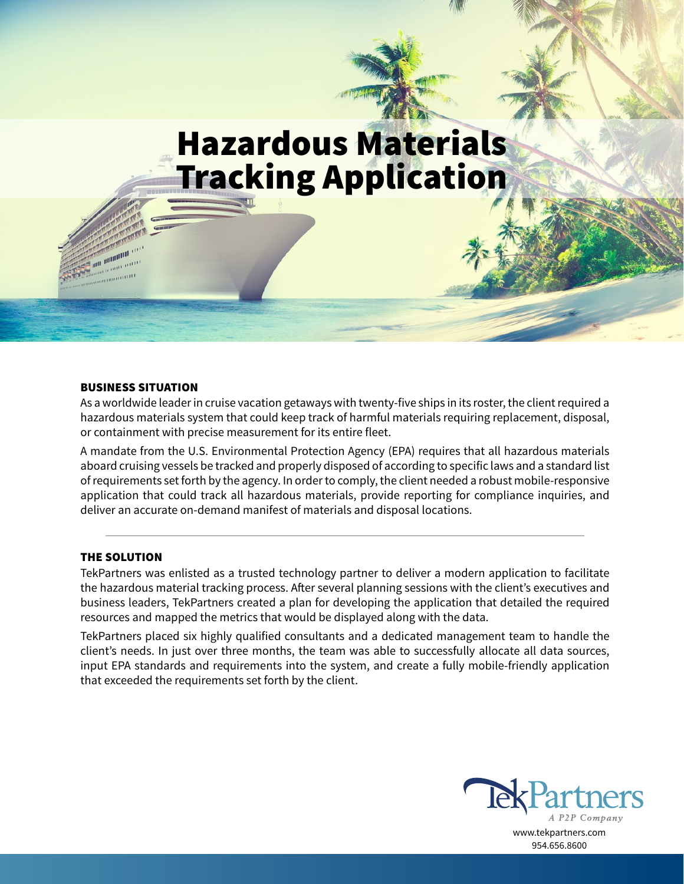# Hazardous Materials Tracking Application

## BUSINESS SITUATION

As a worldwide leader in cruise vacation getaways with twenty-five ships in its roster, the client required a hazardous materials system that could keep track of harmful materials requiring replacement, disposal, or containment with precise measurement for its entire fleet.

A mandate from the U.S. Environmental Protection Agency (EPA) requires that all hazardous materials aboard cruising vessels be tracked and properly disposed of according to specific laws and a standard list of requirements set forth by the agency. In order to comply, the client needed a robust mobile-responsive application that could track all hazardous materials, provide reporting for compliance inquiries, and deliver an accurate on-demand manifest of materials and disposal locations.

---

## THE SOLUTION

TekPartners was enlisted as a trusted technology partner to deliver a modern application to facilitate the hazardous material tracking process. After several planning sessions with the client's executives and business leaders, TekPartners created a plan for developing the application that detailed the required resources and mapped the metrics that would be displayed along with the data.

TekPartners placed six highly qualified consultants and a dedicated management team to handle the client's needs. In just over three months, the team was able to successfully allocate all data sources, input EPA standards and requirements into the system, and create a fully mobile-friendly application that exceeded the requirements set forth by the client.

TekPartners
*A P2P Company*
www.tekpartners.com
954.656.8600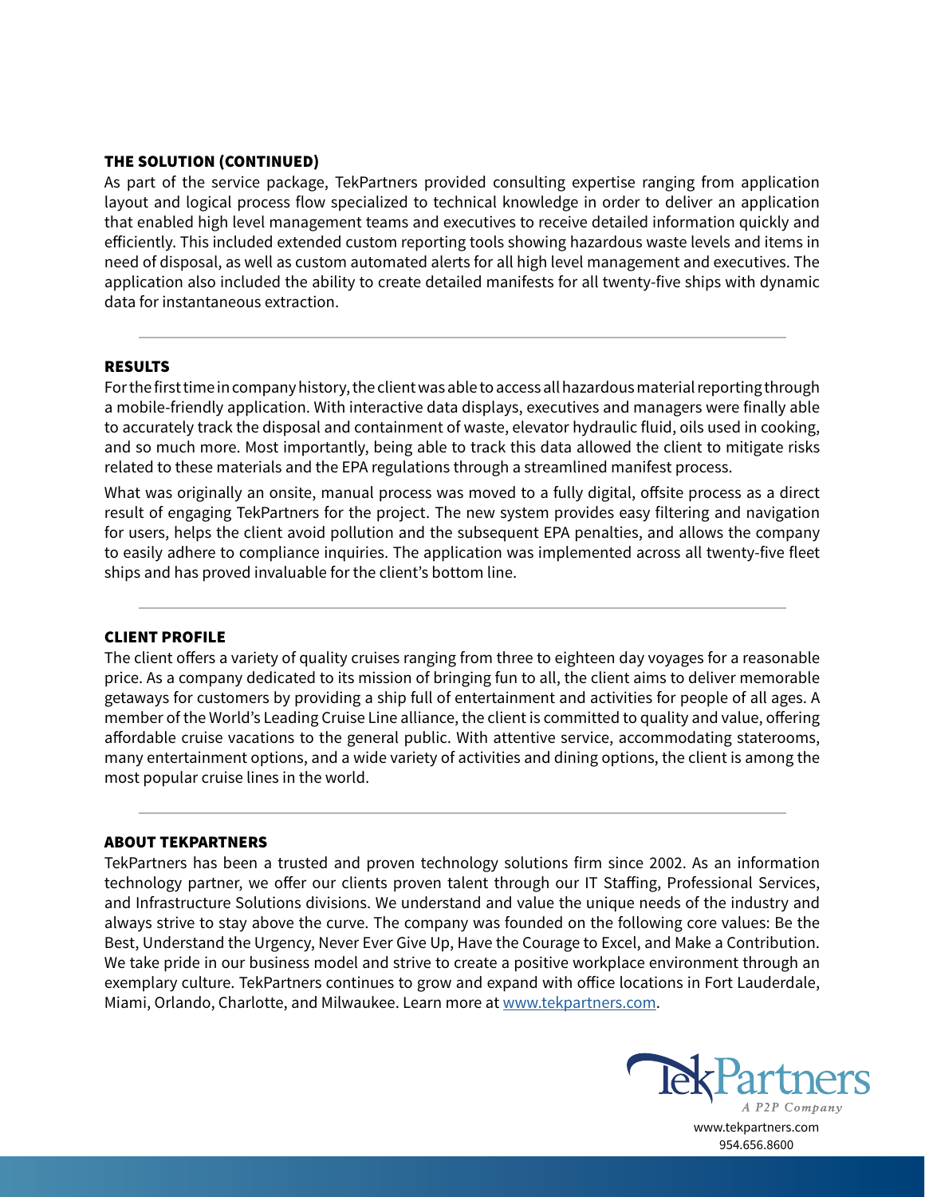## THE SOLUTION (CONTINUED)

As part of the service package, TekPartners provided consulting expertise ranging from application layout and logical process flow specialized to technical knowledge in order to deliver an application that enabled high level management teams and executives to receive detailed information quickly and efficiently. This included extended custom reporting tools showing hazardous waste levels and items in need of disposal, as well as custom automated alerts for all high level management and executives. The application also included the ability to create detailed manifests for all twenty-five ships with dynamic data for instantaneous extraction.

## RESULTS

For the first time in company history, the client was able to access all hazardous material reporting through a mobile-friendly application. With interactive data displays, executives and managers were finally able to accurately track the disposal and containment of waste, elevator hydraulic fluid, oils used in cooking, and so much more. Most importantly, being able to track this data allowed the client to mitigate risks related to these materials and the EPA regulations through a streamlined manifest process.

What was originally an onsite, manual process was moved to a fully digital, offsite process as a direct result of engaging TekPartners for the project. The new system provides easy filtering and navigation for users, helps the client avoid pollution and the subsequent EPA penalties, and allows the company to easily adhere to compliance inquiries. The application was implemented across all twenty-five fleet ships and has proved invaluable for the client's bottom line.

## CLIENT PROFILE

The client offers a variety of quality cruises ranging from three to eighteen day voyages for a reasonable price. As a company dedicated to its mission of bringing fun to all, the client aims to deliver memorable getaways for customers by providing a ship full of entertainment and activities for people of all ages. A member of the World's Leading Cruise Line alliance, the client is committed to quality and value, offering affordable cruise vacations to the general public. With attentive service, accommodating staterooms, many entertainment options, and a wide variety of activities and dining options, the client is among the most popular cruise lines in the world.

## ABOUT TEKPARTNERS

TekPartners has been a trusted and proven technology solutions firm since 2002. As an information technology partner, we offer our clients proven talent through our IT Staffing, Professional Services, and Infrastructure Solutions divisions. We understand and value the unique needs of the industry and always strive to stay above the curve. The company was founded on the following core values: Be the Best, Understand the Urgency, Never Ever Give Up, Have the Courage to Excel, and Make a Contribution. We take pride in our business model and strive to create a positive workplace environment through an exemplary culture. TekPartners continues to grow and expand with office locations in Fort Lauderdale, Miami, Orlando, Charlotte, and Milwaukee. Learn more at www.tekpartners.com.

TekPartners
*A P2P Company*

www.tekpartners.com
954.656.8600